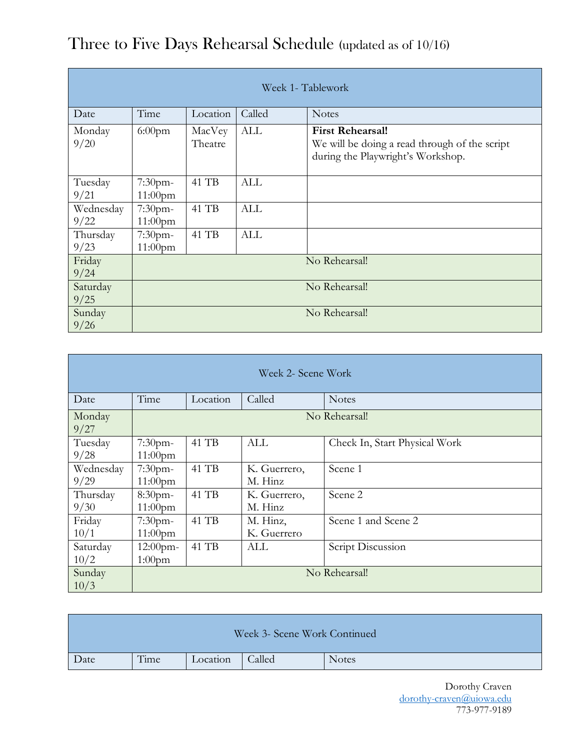# Three to Five Days Rehearsal Schedule (updated as of 10/16)

| Week 1- Tablework | | | | |
|---|---|---|---|---|
| Date | Time | Location | Called | Notes |
| Monday 9/20 | 6:00pm | MacVey Theatre | ALL | **First Rehearsal!** We will be doing a read through of the script during the Playwright's Workshop. |
| Tuesday 9/21 | 7:30pm-11:00pm | 41 TB | ALL | |
| Wednesday 9/22 | 7:30pm-11:00pm | 41 TB | ALL | |
| Thursday 9/23 | 7:30pm-11:00pm | 41 TB | ALL | |
| Friday 9/24 | No Rehearsal! | | | |
| Saturday 9/25 | No Rehearsal! | | | |
| Sunday 9/26 | No Rehearsal! | | | |

| Week 2- Scene Work | | | | |
|---|---|---|---|---|
| Date | Time | Location | Called | Notes |
| Monday 9/27 | No Rehearsal! | | | |
| Tuesday 9/28 | 7:30pm-11:00pm | 41 TB | ALL | Check In, Start Physical Work |
| Wednesday 9/29 | 7:30pm-11:00pm | 41 TB | K. Guerrero, M. Hinz | Scene 1 |
| Thursday 9/30 | 8:30pm-11:00pm | 41 TB | K. Guerrero, M. Hinz | Scene 2 |
| Friday 10/1 | 7:30pm-11:00pm | 41 TB | M. Hinz, K. Guerrero | Scene 1 and Scene 2 |
| Saturday 10/2 | 12:00pm-1:00pm | 41 TB | ALL | Script Discussion |
| Sunday 10/3 | No Rehearsal! | | | |

| Week 3- Scene Work Continued | | | | |
|---|---|---|---|---|
| Date | Time | Location | Called | Notes |

Dorothy Craven
dorothy-craven@uiowa.edu
773-977-9189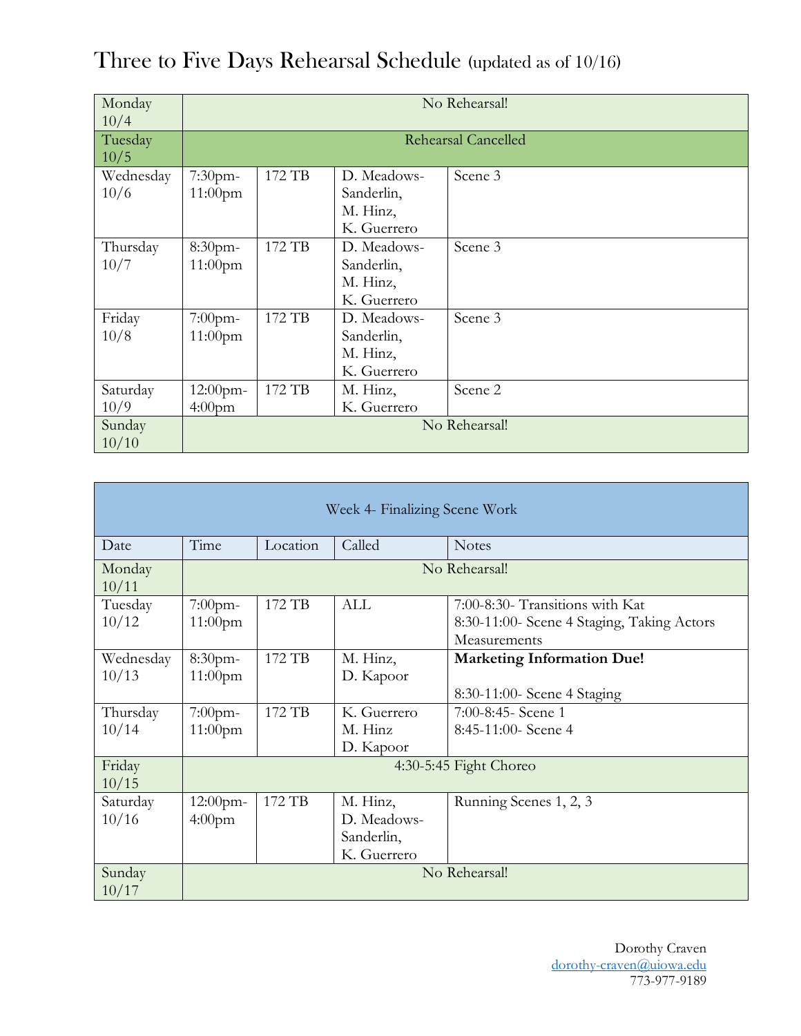# Three to Five Days Rehearsal Schedule (updated as of 10/16)

| | | | | |
|---|---|---|---|---|
| Monday 10/4 | No Rehearsal! | | | |
| Tuesday 10/5 | Rehearsal Cancelled | | | |
| Wednesday 10/6 | 7:30pm-11:00pm | 172 TB | D. Meadows-Sanderlin, M. Hinz, K. Guerrero | Scene 3 |
| Thursday 10/7 | 8:30pm-11:00pm | 172 TB | D. Meadows-Sanderlin, M. Hinz, K. Guerrero | Scene 3 |
| Friday 10/8 | 7:00pm-11:00pm | 172 TB | D. Meadows-Sanderlin, M. Hinz, K. Guerrero | Scene 3 |
| Saturday 10/9 | 12:00pm-4:00pm | 172 TB | M. Hinz, K. Guerrero | Scene 2 |
| Sunday 10/10 | No Rehearsal! | | | |

| Week 4- Finalizing Scene Work | | | | |
|---|---|---|---|---|
| Date | Time | Location | Called | Notes |
| Monday 10/11 | No Rehearsal! | | | |
| Tuesday 10/12 | 7:00pm-11:00pm | 172 TB | ALL | 7:00-8:30- Transitions with Kat<br>8:30-11:00- Scene 4 Staging, Taking Actors Measurements |
| Wednesday 10/13 | 8:30pm-11:00pm | 172 TB | M. Hinz, D. Kapoor | **Marketing Information Due!**<br><br>8:30-11:00- Scene 4 Staging |
| Thursday 10/14 | 7:00pm-11:00pm | 172 TB | K. Guerrero<br>M. Hinz<br>D. Kapoor | 7:00-8:45- Scene 1<br>8:45-11:00- Scene 4 |
| Friday 10/15 | 4:30-5:45 Fight Choreo | | | |
| Saturday 10/16 | 12:00pm-4:00pm | 172 TB | M. Hinz, D. Meadows-Sanderlin, K. Guerrero | Running Scenes 1, 2, 3 |
| Sunday 10/17 | No Rehearsal! | | | |

Dorothy Craven
dorothy-craven@uiowa.edu
773-977-9189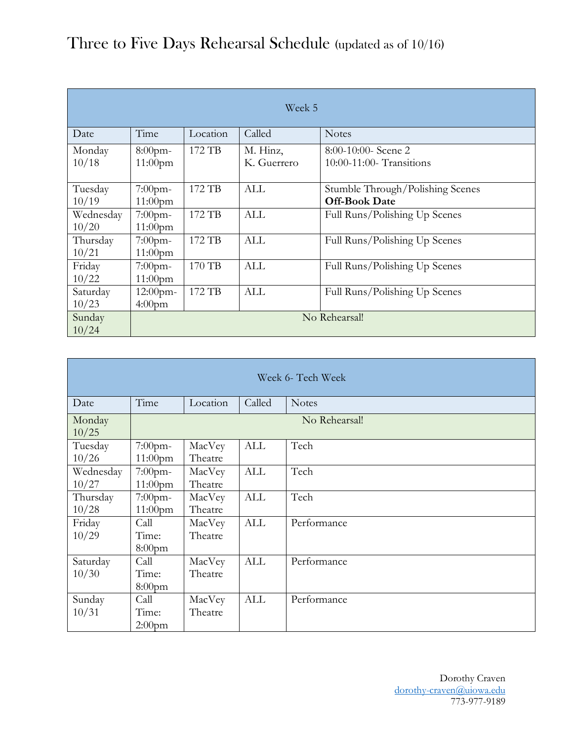# Three to Five Days Rehearsal Schedule (updated as of 10/16)

| Week 5 | | | | |
|---|---|---|---|---|
| Date | Time | Location | Called | Notes |
| Monday 10/18 | 8:00pm-11:00pm | 172 TB | M. Hinz, K. Guerrero | 8:00-10:00- Scene 2<br>10:00-11:00- Transitions |
| Tuesday 10/19 | 7:00pm-11:00pm | 172 TB | ALL | Stumble Through/Polishing Scenes<br>**Off-Book Date** |
| Wednesday 10/20 | 7:00pm-11:00pm | 172 TB | ALL | Full Runs/Polishing Up Scenes |
| Thursday 10/21 | 7:00pm-11:00pm | 172 TB | ALL | Full Runs/Polishing Up Scenes |
| Friday 10/22 | 7:00pm-11:00pm | 170 TB | ALL | Full Runs/Polishing Up Scenes |
| Saturday 10/23 | 12:00pm-4:00pm | 172 TB | ALL | Full Runs/Polishing Up Scenes |
| Sunday 10/24 | No Rehearsal! | | | |

| Week 6- Tech Week | | | | |
|---|---|---|---|---|
| Date | Time | Location | Called | Notes |
| Monday 10/25 | No Rehearsal! | | | |
| Tuesday 10/26 | 7:00pm-11:00pm | MacVey Theatre | ALL | Tech |
| Wednesday 10/27 | 7:00pm-11:00pm | MacVey Theatre | ALL | Tech |
| Thursday 10/28 | 7:00pm-11:00pm | MacVey Theatre | ALL | Tech |
| Friday 10/29 | Call Time: 8:00pm | MacVey Theatre | ALL | Performance |
| Saturday 10/30 | Call Time: 8:00pm | MacVey Theatre | ALL | Performance |
| Sunday 10/31 | Call Time: 2:00pm | MacVey Theatre | ALL | Performance |

Dorothy Craven
dorothy-craven@uiowa.edu
773-977-9189